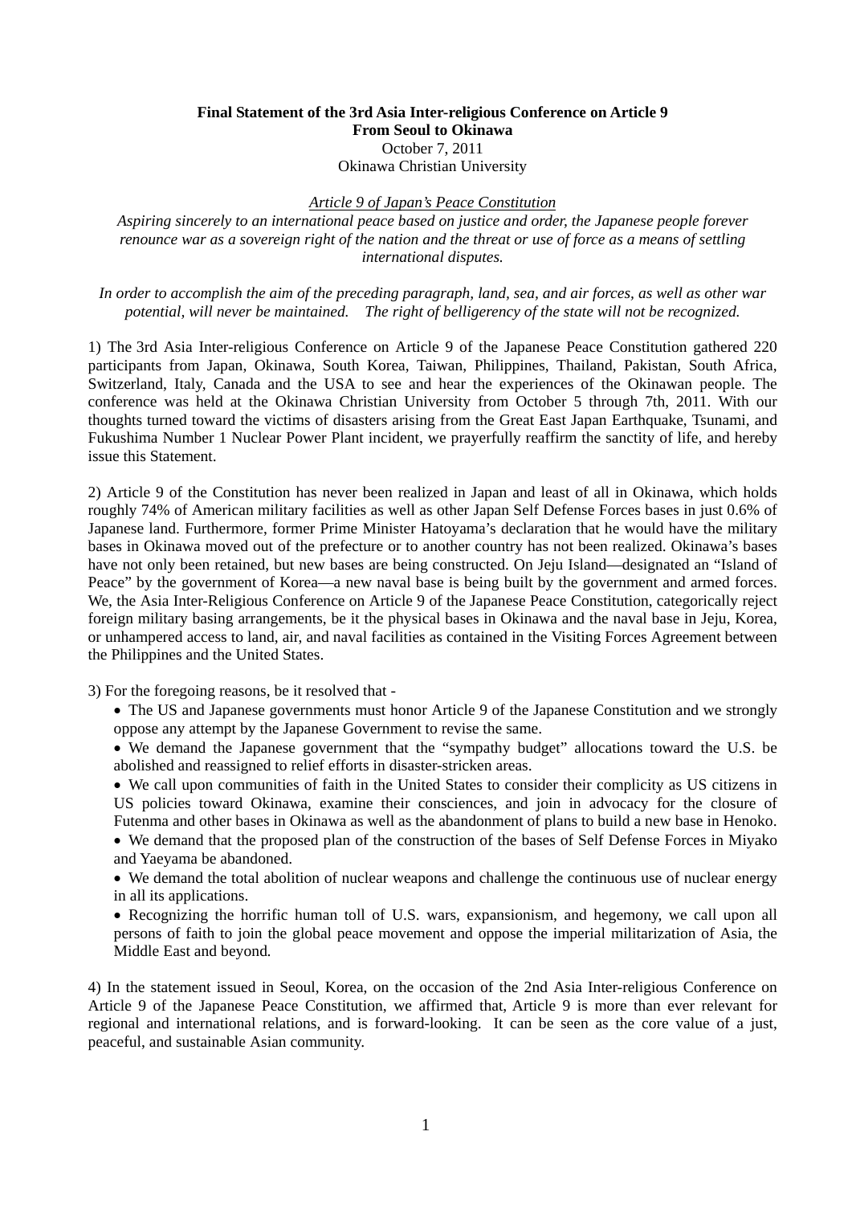**Final Statement of the 3rd Asia Inter-religious Conference on Article 9**
**From Seoul to Okinawa**
October 7, 2011
Okinawa Christian University

*Article 9 of Japan's Peace Constitution*

*Aspiring sincerely to an international peace based on justice and order, the Japanese people forever renounce war as a sovereign right of the nation and the threat or use of force as a means of settling international disputes.*

*In order to accomplish the aim of the preceding paragraph, land, sea, and air forces, as well as other war potential, will never be maintained. The right of belligerency of the state will not be recognized.*

1) The 3rd Asia Inter-religious Conference on Article 9 of the Japanese Peace Constitution gathered 220 participants from Japan, Okinawa, South Korea, Taiwan, Philippines, Thailand, Pakistan, South Africa, Switzerland, Italy, Canada and the USA to see and hear the experiences of the Okinawan people. The conference was held at the Okinawa Christian University from October 5 through 7th, 2011. With our thoughts turned toward the victims of disasters arising from the Great East Japan Earthquake, Tsunami, and Fukushima Number 1 Nuclear Power Plant incident, we prayerfully reaffirm the sanctity of life, and hereby issue this Statement.

2) Article 9 of the Constitution has never been realized in Japan and least of all in Okinawa, which holds roughly 74% of American military facilities as well as other Japan Self Defense Forces bases in just 0.6% of Japanese land. Furthermore, former Prime Minister Hatoyama's declaration that he would have the military bases in Okinawa moved out of the prefecture or to another country has not been realized. Okinawa's bases have not only been retained, but new bases are being constructed. On Jeju Island—designated an "Island of Peace" by the government of Korea—a new naval base is being built by the government and armed forces. We, the Asia Inter-Religious Conference on Article 9 of the Japanese Peace Constitution, categorically reject foreign military basing arrangements, be it the physical bases in Okinawa and the naval base in Jeju, Korea, or unhampered access to land, air, and naval facilities as contained in the Visiting Forces Agreement between the Philippines and the United States.

3) For the foregoing reasons, be it resolved that -

- The US and Japanese governments must honor Article 9 of the Japanese Constitution and we strongly oppose any attempt by the Japanese Government to revise the same.
- We demand the Japanese government that the "sympathy budget" allocations toward the U.S. be abolished and reassigned to relief efforts in disaster-stricken areas.
- We call upon communities of faith in the United States to consider their complicity as US citizens in US policies toward Okinawa, examine their consciences, and join in advocacy for the closure of Futenma and other bases in Okinawa as well as the abandonment of plans to build a new base in Henoko.
- We demand that the proposed plan of the construction of the bases of Self Defense Forces in Miyako and Yaeyama be abandoned.
- We demand the total abolition of nuclear weapons and challenge the continuous use of nuclear energy in all its applications.
- Recognizing the horrific human toll of U.S. wars, expansionism, and hegemony, we call upon all persons of faith to join the global peace movement and oppose the imperial militarization of Asia, the Middle East and beyond.

4) In the statement issued in Seoul, Korea, on the occasion of the 2nd Asia Inter-religious Conference on Article 9 of the Japanese Peace Constitution, we affirmed that, Article 9 is more than ever relevant for regional and international relations, and is forward-looking. It can be seen as the core value of a just, peaceful, and sustainable Asian community.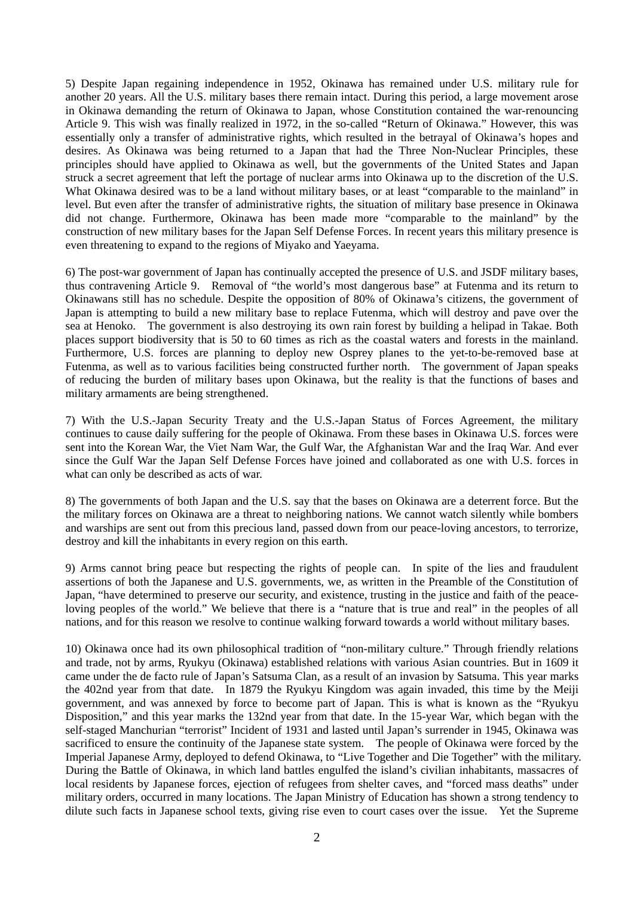5) Despite Japan regaining independence in 1952, Okinawa has remained under U.S. military rule for another 20 years. All the U.S. military bases there remain intact. During this period, a large movement arose in Okinawa demanding the return of Okinawa to Japan, whose Constitution contained the war-renouncing Article 9. This wish was finally realized in 1972, in the so-called "Return of Okinawa." However, this was essentially only a transfer of administrative rights, which resulted in the betrayal of Okinawa's hopes and desires. As Okinawa was being returned to a Japan that had the Three Non-Nuclear Principles, these principles should have applied to Okinawa as well, but the governments of the United States and Japan struck a secret agreement that left the portage of nuclear arms into Okinawa up to the discretion of the U.S. What Okinawa desired was to be a land without military bases, or at least "comparable to the mainland" in level. But even after the transfer of administrative rights, the situation of military base presence in Okinawa did not change. Furthermore, Okinawa has been made more "comparable to the mainland" by the construction of new military bases for the Japan Self Defense Forces. In recent years this military presence is even threatening to expand to the regions of Miyako and Yaeyama.

6) The post-war government of Japan has continually accepted the presence of U.S. and JSDF military bases, thus contravening Article 9. Removal of "the world's most dangerous base" at Futenma and its return to Okinawans still has no schedule. Despite the opposition of 80% of Okinawa's citizens, the government of Japan is attempting to build a new military base to replace Futenma, which will destroy and pave over the sea at Henoko. The government is also destroying its own rain forest by building a helipad in Takae. Both places support biodiversity that is 50 to 60 times as rich as the coastal waters and forests in the mainland. Furthermore, U.S. forces are planning to deploy new Osprey planes to the yet-to-be-removed base at Futenma, as well as to various facilities being constructed further north. The government of Japan speaks of reducing the burden of military bases upon Okinawa, but the reality is that the functions of bases and military armaments are being strengthened.

7) With the U.S.-Japan Security Treaty and the U.S.-Japan Status of Forces Agreement, the military continues to cause daily suffering for the people of Okinawa. From these bases in Okinawa U.S. forces were sent into the Korean War, the Viet Nam War, the Gulf War, the Afghanistan War and the Iraq War. And ever since the Gulf War the Japan Self Defense Forces have joined and collaborated as one with U.S. forces in what can only be described as acts of war.

8) The governments of both Japan and the U.S. say that the bases on Okinawa are a deterrent force. But the the military forces on Okinawa are a threat to neighboring nations. We cannot watch silently while bombers and warships are sent out from this precious land, passed down from our peace-loving ancestors, to terrorize, destroy and kill the inhabitants in every region on this earth.

9) Arms cannot bring peace but respecting the rights of people can. In spite of the lies and fraudulent assertions of both the Japanese and U.S. governments, we, as written in the Preamble of the Constitution of Japan, "have determined to preserve our security, and existence, trusting in the justice and faith of the peace-loving peoples of the world." We believe that there is a "nature that is true and real" in the peoples of all nations, and for this reason we resolve to continue walking forward towards a world without military bases.

10) Okinawa once had its own philosophical tradition of "non-military culture." Through friendly relations and trade, not by arms, Ryukyu (Okinawa) established relations with various Asian countries. But in 1609 it came under the de facto rule of Japan's Satsuma Clan, as a result of an invasion by Satsuma. This year marks the 402nd year from that date. In 1879 the Ryukyu Kingdom was again invaded, this time by the Meiji government, and was annexed by force to become part of Japan. This is what is known as the "Ryukyu Disposition," and this year marks the 132nd year from that date. In the 15-year War, which began with the self-staged Manchurian "terrorist" Incident of 1931 and lasted until Japan's surrender in 1945, Okinawa was sacrificed to ensure the continuity of the Japanese state system. The people of Okinawa were forced by the Imperial Japanese Army, deployed to defend Okinawa, to "Live Together and Die Together" with the military. During the Battle of Okinawa, in which land battles engulfed the island's civilian inhabitants, massacres of local residents by Japanese forces, ejection of refugees from shelter caves, and "forced mass deaths" under military orders, occurred in many locations. The Japan Ministry of Education has shown a strong tendency to dilute such facts in Japanese school texts, giving rise even to court cases over the issue. Yet the Supreme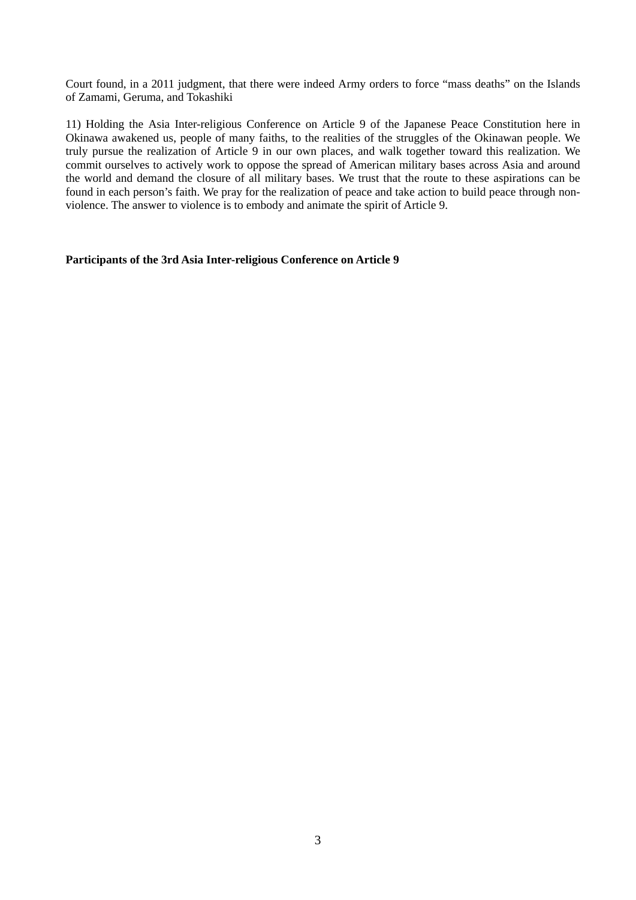Court found, in a 2011 judgment, that there were indeed Army orders to force "mass deaths" on the Islands of Zamami, Geruma, and Tokashiki

11) Holding the Asia Inter-religious Conference on Article 9 of the Japanese Peace Constitution here in Okinawa awakened us, people of many faiths, to the realities of the struggles of the Okinawan people. We truly pursue the realization of Article 9 in our own places, and walk together toward this realization. We commit ourselves to actively work to oppose the spread of American military bases across Asia and around the world and demand the closure of all military bases. We trust that the route to these aspirations can be found in each person's faith. We pray for the realization of peace and take action to build peace through non-violence. The answer to violence is to embody and animate the spirit of Article 9.

**Participants of the 3rd Asia Inter-religious Conference on Article 9**